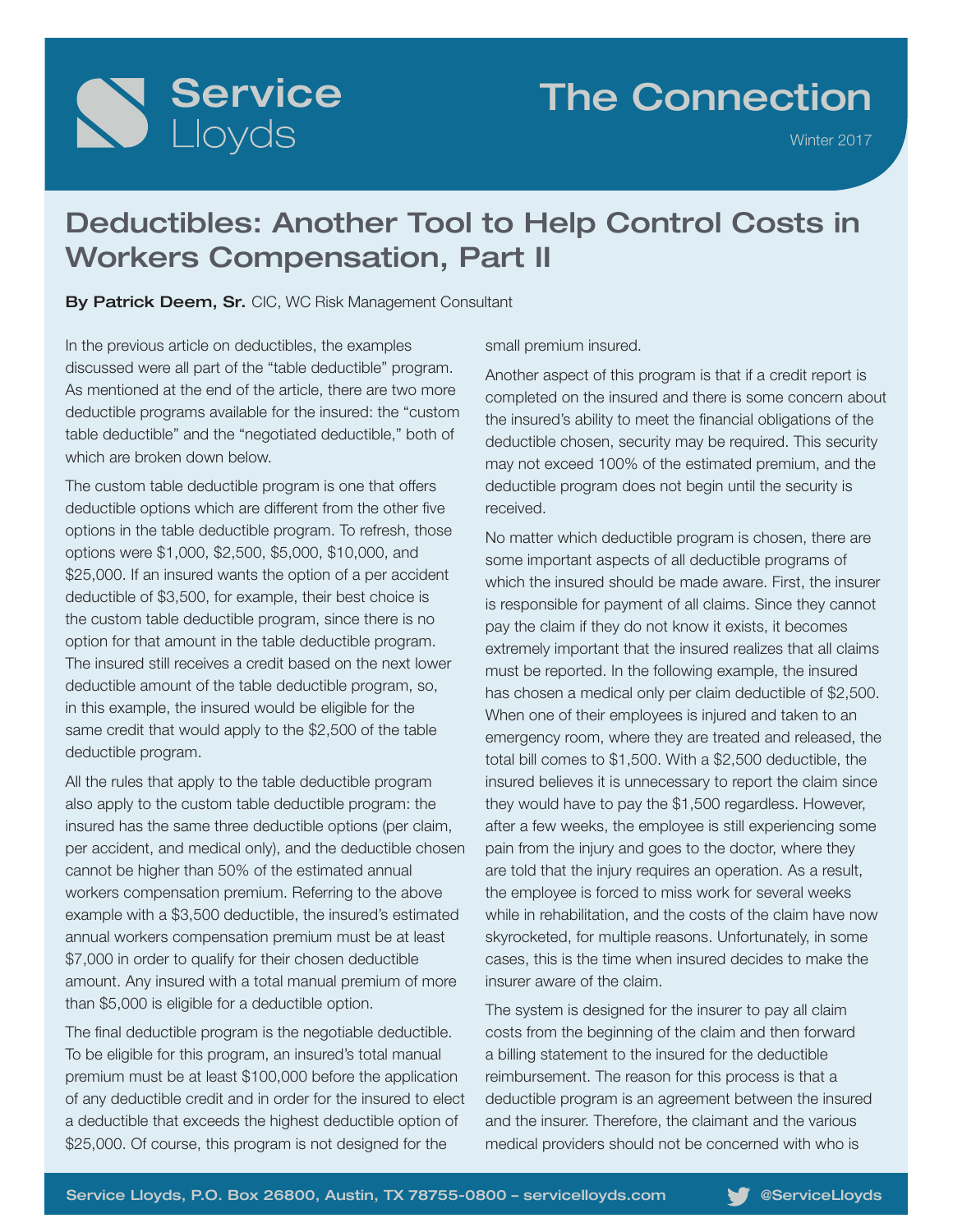Service Lloyds

# The Connection

Winter 2017

## Deductibles: Another Tool to Help Control Costs in Workers Compensation, Part II

**By Patrick Deem, Sr.** CIC, WC Risk Management Consultant

In the previous article on deductibles, the examples discussed were all part of the "table deductible" program. As mentioned at the end of the article, there are two more deductible programs available for the insured: the "custom table deductible" and the "negotiated deductible," both of which are broken down below.

The custom table deductible program is one that offers deductible options which are different from the other five options in the table deductible program. To refresh, those options were $1,000, $2,500, $5,000, $10,000, and $25,000. If an insured wants the option of a per accident deductible of $3,500, for example, their best choice is the custom table deductible program, since there is no option for that amount in the table deductible program. The insured still receives a credit based on the next lower deductible amount of the table deductible program, so, in this example, the insured would be eligible for the same credit that would apply to the $2,500 of the table deductible program.

All the rules that apply to the table deductible program also apply to the custom table deductible program: the insured has the same three deductible options (per claim, per accident, and medical only), and the deductible chosen cannot be higher than 50% of the estimated annual workers compensation premium. Referring to the above example with a $3,500 deductible, the insured's estimated annual workers compensation premium must be at least $7,000 in order to qualify for their chosen deductible amount. Any insured with a total manual premium of more than $5,000 is eligible for a deductible option.

The final deductible program is the negotiable deductible. To be eligible for this program, an insured's total manual premium must be at least $100,000 before the application of any deductible credit and in order for the insured to elect a deductible that exceeds the highest deductible option of $25,000. Of course, this program is not designed for the small premium insured.

Another aspect of this program is that if a credit report is completed on the insured and there is some concern about the insured's ability to meet the financial obligations of the deductible chosen, security may be required. This security may not exceed 100% of the estimated premium, and the deductible program does not begin until the security is received.

No matter which deductible program is chosen, there are some important aspects of all deductible programs of which the insured should be made aware. First, the insurer is responsible for payment of all claims. Since they cannot pay the claim if they do not know it exists, it becomes extremely important that the insured realizes that all claims must be reported. In the following example, the insured has chosen a medical only per claim deductible of $2,500. When one of their employees is injured and taken to an emergency room, where they are treated and released, the total bill comes to $1,500. With a $2,500 deductible, the insured believes it is unnecessary to report the claim since they would have to pay the $1,500 regardless. However, after a few weeks, the employee is still experiencing some pain from the injury and goes to the doctor, where they are told that the injury requires an operation. As a result, the employee is forced to miss work for several weeks while in rehabilitation, and the costs of the claim have now skyrocketed, for multiple reasons. Unfortunately, in some cases, this is the time when insured decides to make the insurer aware of the claim.

The system is designed for the insurer to pay all claim costs from the beginning of the claim and then forward a billing statement to the insured for the deductible reimbursement. The reason for this process is that a deductible program is an agreement between the insured and the insurer. Therefore, the claimant and the various medical providers should not be concerned with who is

Service Lloyds, P.O. Box 26800, Austin, TX 78755-0800 – servicelloyds.com @ServiceLloyds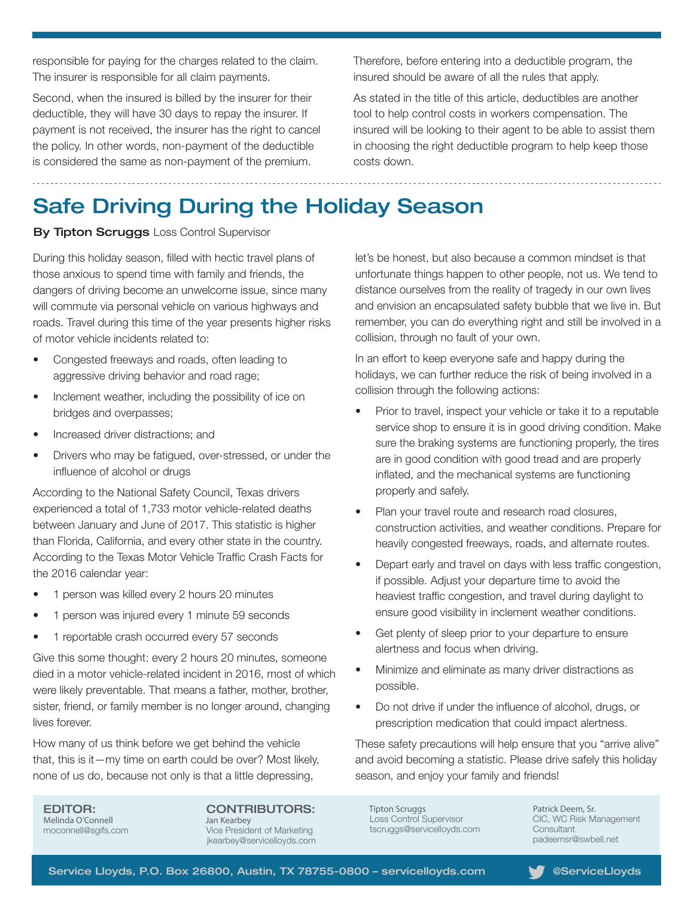responsible for paying for the charges related to the claim. The insurer is responsible for all claim payments.

Second, when the insured is billed by the insurer for their deductible, they will have 30 days to repay the insurer. If payment is not received, the insurer has the right to cancel the policy. In other words, non-payment of the deductible is considered the same as non-payment of the premium.

Therefore, before entering into a deductible program, the insured should be aware of all the rules that apply.

As stated in the title of this article, deductibles are another tool to help control costs in workers compensation. The insured will be looking to their agent to be able to assist them in choosing the right deductible program to help keep those costs down.

# Safe Driving During the Holiday Season

**By Tipton Scruggs** Loss Control Supervisor

During this holiday season, filled with hectic travel plans of those anxious to spend time with family and friends, the dangers of driving become an unwelcome issue, since many will commute via personal vehicle on various highways and roads. Travel during this time of the year presents higher risks of motor vehicle incidents related to:

- Congested freeways and roads, often leading to aggressive driving behavior and road rage;
- Inclement weather, including the possibility of ice on bridges and overpasses;
- Increased driver distractions; and
- Drivers who may be fatigued, over-stressed, or under the influence of alcohol or drugs

According to the National Safety Council, Texas drivers experienced a total of 1,733 motor vehicle-related deaths between January and June of 2017. This statistic is higher than Florida, California, and every other state in the country. According to the Texas Motor Vehicle Traffic Crash Facts for the 2016 calendar year:

- 1 person was killed every 2 hours 20 minutes
- 1 person was injured every 1 minute 59 seconds
- 1 reportable crash occurred every 57 seconds

Give this some thought: every 2 hours 20 minutes, someone died in a motor vehicle-related incident in 2016, most of which were likely preventable. That means a father, mother, brother, sister, friend, or family member is no longer around, changing lives forever.

How many of us think before we get behind the vehicle that, this is it—my time on earth could be over? Most likely, none of us do, because not only is that a little depressing, let's be honest, but also because a common mindset is that unfortunate things happen to other people, not us. We tend to distance ourselves from the reality of tragedy in our own lives and envision an encapsulated safety bubble that we live in. But remember, you can do everything right and still be involved in a collision, through no fault of your own.

In an effort to keep everyone safe and happy during the holidays, we can further reduce the risk of being involved in a collision through the following actions:

- Prior to travel, inspect your vehicle or take it to a reputable service shop to ensure it is in good driving condition. Make sure the braking systems are functioning properly, the tires are in good condition with good tread and are properly inflated, and the mechanical systems are functioning properly and safely.
- Plan your travel route and research road closures, construction activities, and weather conditions. Prepare for heavily congested freeways, roads, and alternate routes.
- Depart early and travel on days with less traffic congestion, if possible. Adjust your departure time to avoid the heaviest traffic congestion, and travel during daylight to ensure good visibility in inclement weather conditions.
- Get plenty of sleep prior to your departure to ensure alertness and focus when driving.
- Minimize and eliminate as many driver distractions as possible.
- Do not drive if under the influence of alcohol, drugs, or prescription medication that could impact alertness.

These safety precautions will help ensure that you "arrive alive" and avoid becoming a statistic. Please drive safely this holiday season, and enjoy your family and friends!

**EDITOR:**
Melinda O'Connell
moconnell@sgifs.com

**CONTRIBUTORS:**
Jan Kearbey
Vice President of Marketing
jkearbey@servicelloyds.com

Tipton Scruggs
Loss Control Supervisor
tscruggs@servicelloyds.com

Patrick Deem, Sr.
CIC, WC Risk Management Consultant
padeemsr@swbell.net

Service Lloyds, P.O. Box 26800, Austin, TX 78755-0800 – servicelloyds.com

@ServiceLloyds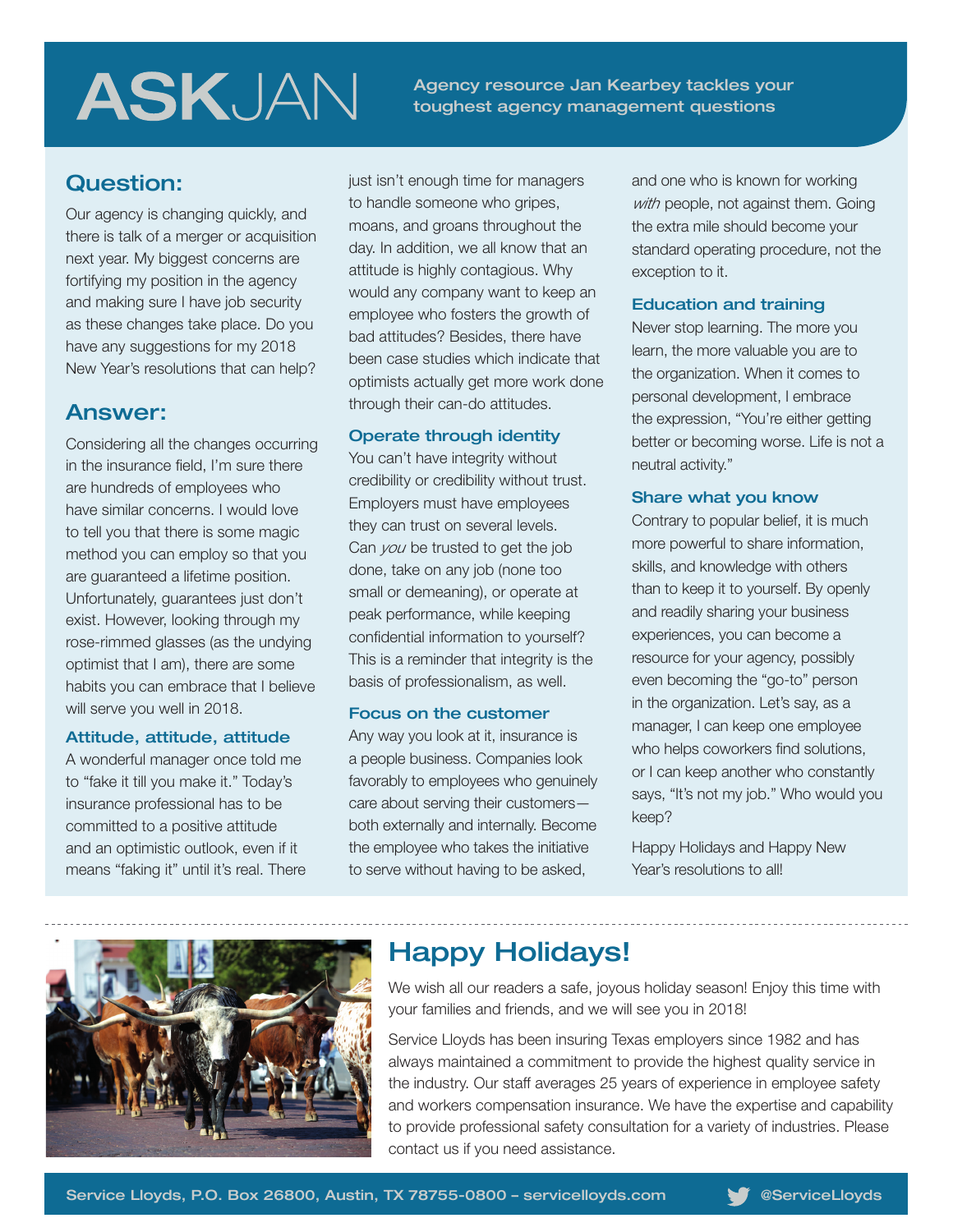# ASKJAN

Agency resource Jan Kearbey tackles your toughest agency management questions

## Question:

Our agency is changing quickly, and there is talk of a merger or acquisition next year. My biggest concerns are fortifying my position in the agency and making sure I have job security as these changes take place. Do you have any suggestions for my 2018 New Year's resolutions that can help?

## Answer:

Considering all the changes occurring in the insurance field, I'm sure there are hundreds of employees who have similar concerns. I would love to tell you that there is some magic method you can employ so that you are guaranteed a lifetime position. Unfortunately, guarantees just don't exist. However, looking through my rose-rimmed glasses (as the undying optimist that I am), there are some habits you can embrace that I believe will serve you well in 2018.

### Attitude, attitude, attitude

A wonderful manager once told me to "fake it till you make it." Today's insurance professional has to be committed to a positive attitude and an optimistic outlook, even if it means "faking it" until it's real. There just isn't enough time for managers to handle someone who gripes, moans, and groans throughout the day. In addition, we all know that an attitude is highly contagious. Why would any company want to keep an employee who fosters the growth of bad attitudes? Besides, there have been case studies which indicate that optimists actually get more work done through their can-do attitudes.

### Operate through identity

You can't have integrity without credibility or credibility without trust. Employers must have employees they can trust on several levels. Can *you* be trusted to get the job done, take on any job (none too small or demeaning), or operate at peak performance, while keeping confidential information to yourself? This is a reminder that integrity is the basis of professionalism, as well.

### Focus on the customer

Any way you look at it, insurance is a people business. Companies look favorably to employees who genuinely care about serving their customers—both externally and internally. Become the employee who takes the initiative to serve without having to be asked, and one who is known for working *with* people, not against them. Going the extra mile should become your standard operating procedure, not the exception to it.

### Education and training

Never stop learning. The more you learn, the more valuable you are to the organization. When it comes to personal development, I embrace the expression, "You're either getting better or becoming worse. Life is not a neutral activity."

### Share what you know

Contrary to popular belief, it is much more powerful to share information, skills, and knowledge with others than to keep it to yourself. By openly and readily sharing your business experiences, you can become a resource for your agency, possibly even becoming the "go-to" person in the organization. Let's say, as a manager, I can keep one employee who helps coworkers find solutions, or I can keep another who constantly says, "It's not my job." Who would you keep?

Happy Holidays and Happy New Year's resolutions to all!

## Happy Holidays!

We wish all our readers a safe, joyous holiday season! Enjoy this time with your families and friends, and we will see you in 2018!

Service Lloyds has been insuring Texas employers since 1982 and has always maintained a commitment to provide the highest quality service in the industry. Our staff averages 25 years of experience in employee safety and workers compensation insurance. We have the expertise and capability to provide professional safety consultation for a variety of industries. Please contact us if you need assistance.

Service Lloyds, P.O. Box 26800, Austin, TX 78755-0800 – servicelloyds.com @ServiceLloyds